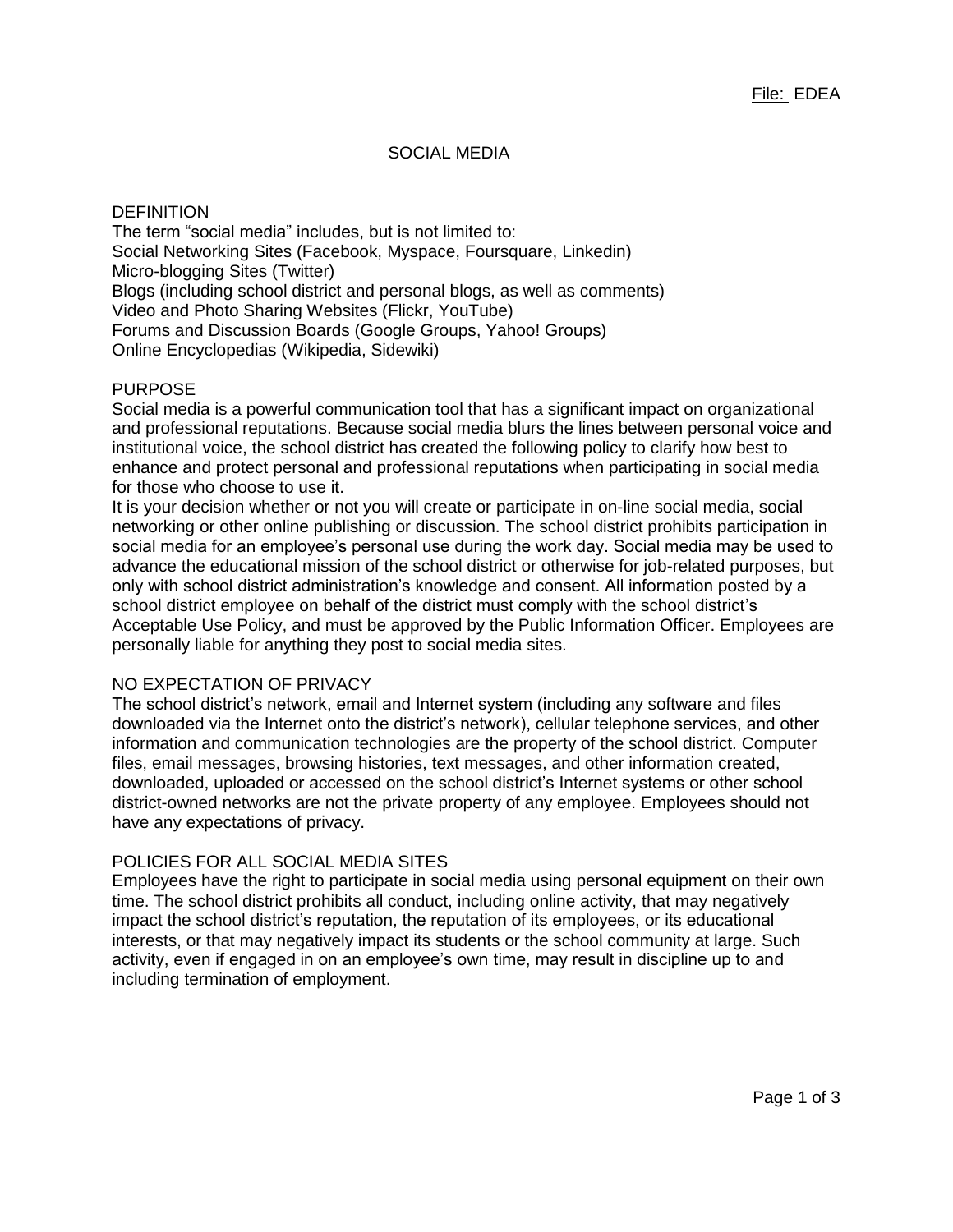File: EDEA

# SOCIAL MEDIA

## DEFINITION

The term "social media" includes, but is not limited to:
Social Networking Sites (Facebook, Myspace, Foursquare, Linkedin)
Micro-blogging Sites (Twitter)
Blogs (including school district and personal blogs, as well as comments)
Video and Photo Sharing Websites (Flickr, YouTube)
Forums and Discussion Boards (Google Groups, Yahoo! Groups)
Online Encyclopedias (Wikipedia, Sidewiki)

## PURPOSE

Social media is a powerful communication tool that has a significant impact on organizational and professional reputations. Because social media blurs the lines between personal voice and institutional voice, the school district has created the following policy to clarify how best to enhance and protect personal and professional reputations when participating in social media for those who choose to use it.

It is your decision whether or not you will create or participate in on-line social media, social networking or other online publishing or discussion. The school district prohibits participation in social media for an employee's personal use during the work day. Social media may be used to advance the educational mission of the school district or otherwise for job-related purposes, but only with school district administration's knowledge and consent. All information posted by a school district employee on behalf of the district must comply with the school district's Acceptable Use Policy, and must be approved by the Public Information Officer. Employees are personally liable for anything they post to social media sites.

## NO EXPECTATION OF PRIVACY

The school district's network, email and Internet system (including any software and files downloaded via the Internet onto the district's network), cellular telephone services, and other information and communication technologies are the property of the school district. Computer files, email messages, browsing histories, text messages, and other information created, downloaded, uploaded or accessed on the school district's Internet systems or other school district-owned networks are not the private property of any employee. Employees should not have any expectations of privacy.

## POLICIES FOR ALL SOCIAL MEDIA SITES

Employees have the right to participate in social media using personal equipment on their own time. The school district prohibits all conduct, including online activity, that may negatively impact the school district's reputation, the reputation of its employees, or its educational interests, or that may negatively impact its students or the school community at large. Such activity, even if engaged in on an employee's own time, may result in discipline up to and including termination of employment.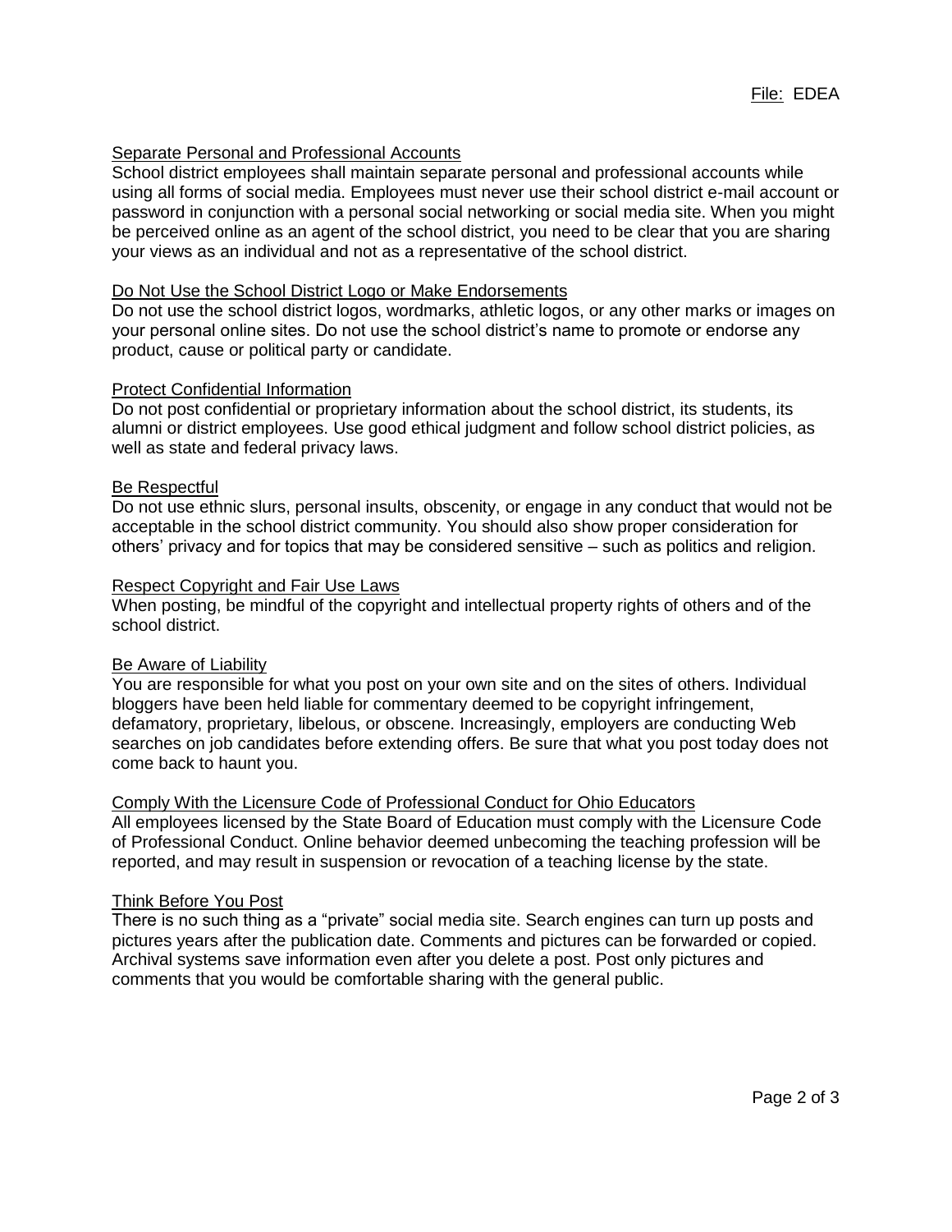### Separate Personal and Professional Accounts

School district employees shall maintain separate personal and professional accounts while using all forms of social media. Employees must never use their school district e-mail account or password in conjunction with a personal social networking or social media site. When you might be perceived online as an agent of the school district, you need to be clear that you are sharing your views as an individual and not as a representative of the school district.

### Do Not Use the School District Logo or Make Endorsements

Do not use the school district logos, wordmarks, athletic logos, or any other marks or images on your personal online sites. Do not use the school district's name to promote or endorse any product, cause or political party or candidate.

### Protect Confidential Information

Do not post confidential or proprietary information about the school district, its students, its alumni or district employees. Use good ethical judgment and follow school district policies, as well as state and federal privacy laws.

### Be Respectful

Do not use ethnic slurs, personal insults, obscenity, or engage in any conduct that would not be acceptable in the school district community. You should also show proper consideration for others' privacy and for topics that may be considered sensitive – such as politics and religion.

### Respect Copyright and Fair Use Laws

When posting, be mindful of the copyright and intellectual property rights of others and of the school district.

### Be Aware of Liability

You are responsible for what you post on your own site and on the sites of others. Individual bloggers have been held liable for commentary deemed to be copyright infringement, defamatory, proprietary, libelous, or obscene. Increasingly, employers are conducting Web searches on job candidates before extending offers. Be sure that what you post today does not come back to haunt you.

### Comply With the Licensure Code of Professional Conduct for Ohio Educators

All employees licensed by the State Board of Education must comply with the Licensure Code of Professional Conduct. Online behavior deemed unbecoming the teaching profession will be reported, and may result in suspension or revocation of a teaching license by the state.

### Think Before You Post

There is no such thing as a "private" social media site. Search engines can turn up posts and pictures years after the publication date. Comments and pictures can be forwarded or copied. Archival systems save information even after you delete a post. Post only pictures and comments that you would be comfortable sharing with the general public.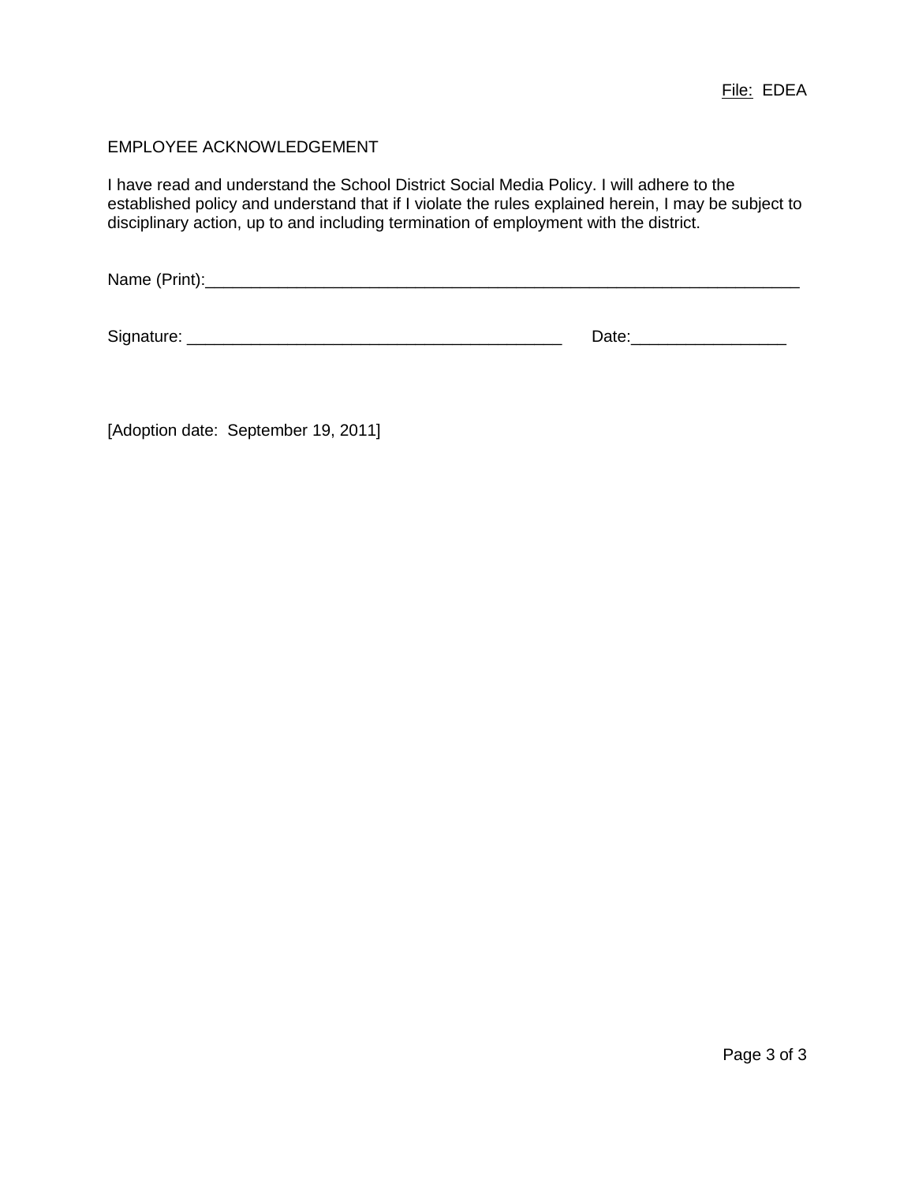File: EDEA

EMPLOYEE ACKNOWLEDGEMENT

I have read and understand the School District Social Media Policy. I will adhere to the established policy and understand that if I violate the rules explained herein, I may be subject to disciplinary action, up to and including termination of employment with the district.

Name (Print):_____________________________________________________________________

Signature: __________________________________________ Date:_________________

[Adoption date: September 19, 2011]